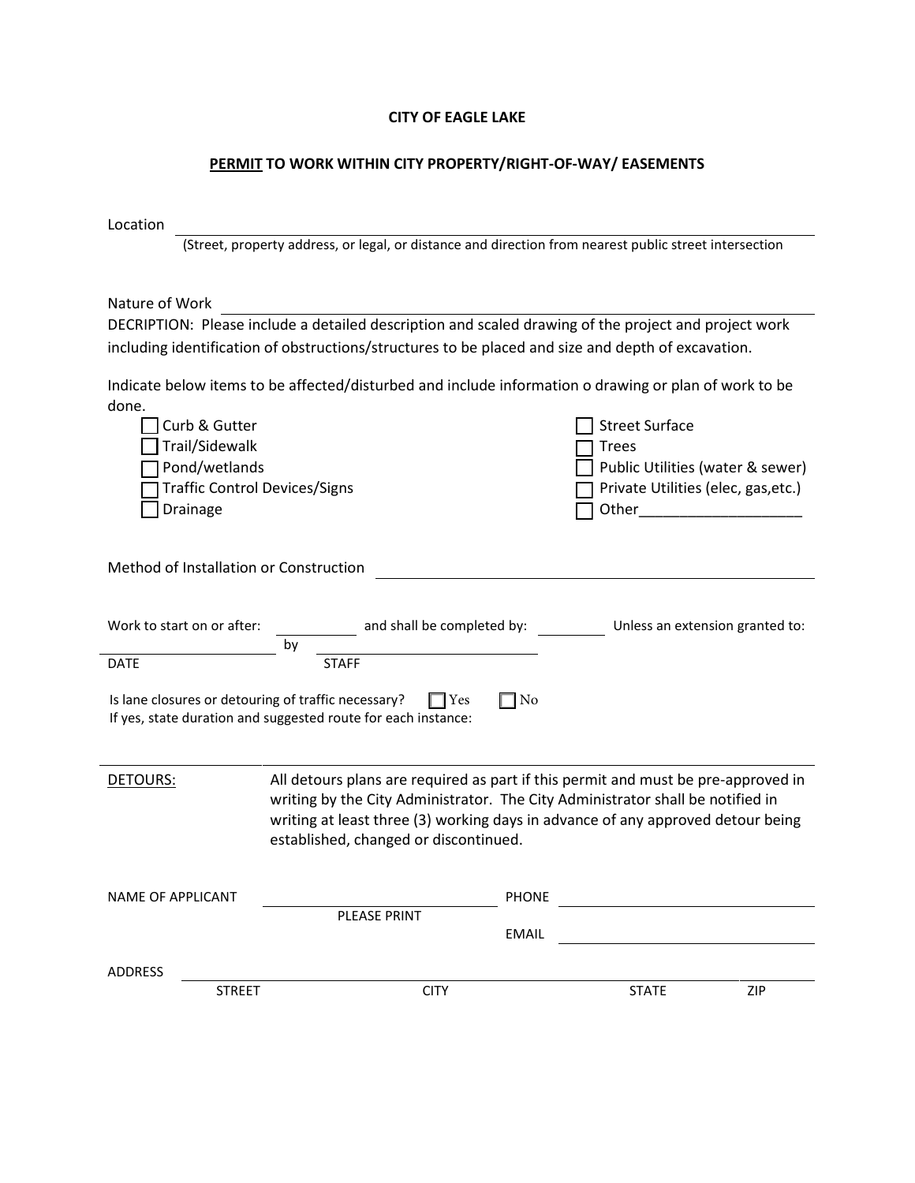# CITY OF EAGLE LAKE

## PERMIT TO WORK WITHIN CITY PROPERTY/RIGHT-OF-WAY/ EASEMENTS

Location ______________________________________________________________

(Street, property address, or legal, or distance and direction from nearest public street intersection

Nature of Work ______________________________________________________________

DECRIPTION: Please include a detailed description and scaled drawing of the project and project work including identification of obstructions/structures to be placed and size and depth of excavation.

Indicate below items to be affected/disturbed and include information o drawing or plan of work to be done.

- ☐ Curb & Gutter
- ☐ Trail/Sidewalk
- ☐ Pond/wetlands
- ☐ Traffic Control Devices/Signs
- ☐ Drainage
- ☐ Street Surface
- ☐ Trees
- ☐ Public Utilities (water & sewer)
- ☐ Private Utilities (elec, gas,etc.)
- ☐ Other____________________

Method of Installation or Construction ______________________________________________

Work to start on or after: __________ and shall be completed by: __________ Unless an extension granted to:

__________________ by __________________

DATE STAFF

Is lane closures or detouring of traffic necessary? ☐ Yes ☐ No

If yes, state duration and suggested route for each instance:

**DETOURS:** All detours plans are required as part if this permit and must be pre-approved in writing by the City Administrator. The City Administrator shall be notified in writing at least three (3) working days in advance of any approved detour being established, changed or discontinued.

NAME OF APPLICANT ______________________ PHONE ______________________

PLEASE PRINT

EMAIL ______________________

ADDRESS ______________________________________________________________

STREET CITY STATE ZIP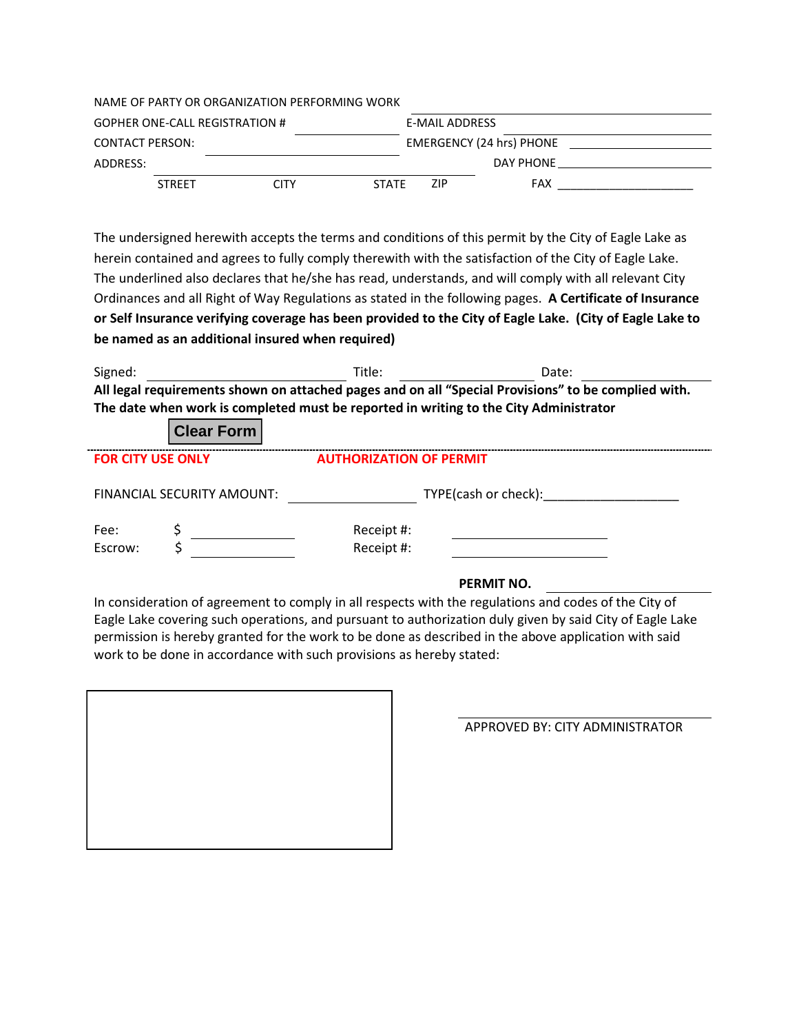NAME OF PARTY OR ORGANIZATION PERFORMING WORK ______________________________

GOPHER ONE-CALL REGISTRATION # ______________ E-MAIL ADDRESS ______________________________

CONTACT PERSON: ______________________ EMERGENCY (24 hrs) PHONE ______________________

ADDRESS: __________________________________________ DAY PHONE ______________________

STREET CITY STATE ZIP FAX ______________________

The undersigned herewith accepts the terms and conditions of this permit by the City of Eagle Lake as herein contained and agrees to fully comply therewith with the satisfaction of the City of Eagle Lake. The underlined also declares that he/she has read, understands, and will comply with all relevant City Ordinances and all Right of Way Regulations as stated in the following pages. **A Certificate of Insurance or Self Insurance verifying coverage has been provided to the City of Eagle Lake. (City of Eagle Lake to be named as an additional insured when required)**

Signed: ______________________ Title: ______________ Date: ______________

**All legal requirements shown on attached pages and on all "Special Provisions" to be complied with.**
**The date when work is completed must be reported in writing to the City Administrator**

Clear Form

---

**FOR CITY USE ONLY** **AUTHORIZATION OF PERMIT**

FINANCIAL SECURITY AMOUNT: ______________ TYPE(cash or check):___________________

Fee: $ ______________ Receipt #: ______________

Escrow: $ ______________ Receipt #: ______________

**PERMIT NO.** ______________

In consideration of agreement to comply in all respects with the regulations and codes of the City of Eagle Lake covering such operations, and pursuant to authorization duly given by said City of Eagle Lake permission is hereby granted for the work to be done as described in the above application with said work to be done in accordance with such provisions as hereby stated:

______________________________
APPROVED BY: CITY ADMINISTRATOR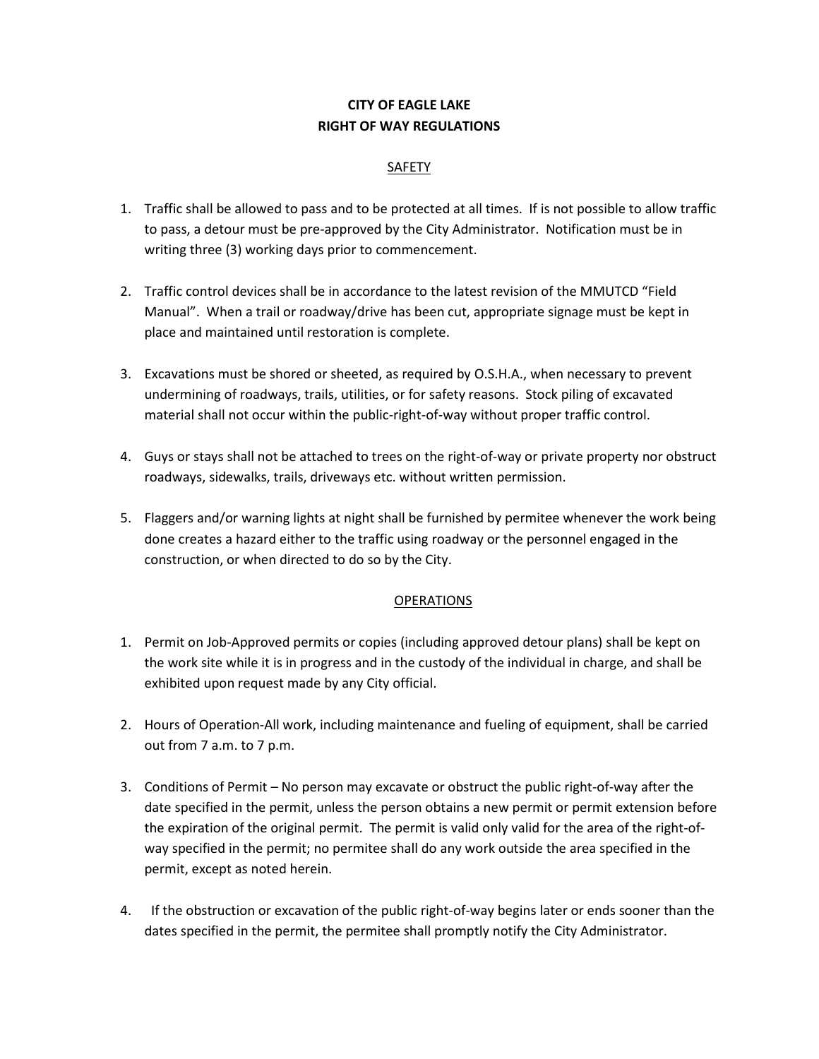# CITY OF EAGLE LAKE
# RIGHT OF WAY REGULATIONS

## SAFETY

1. Traffic shall be allowed to pass and to be protected at all times. If is not possible to allow traffic to pass, a detour must be pre-approved by the City Administrator. Notification must be in writing three (3) working days prior to commencement.

2. Traffic control devices shall be in accordance to the latest revision of the MMUTCD "Field Manual". When a trail or roadway/drive has been cut, appropriate signage must be kept in place and maintained until restoration is complete.

3. Excavations must be shored or sheeted, as required by O.S.H.A., when necessary to prevent undermining of roadways, trails, utilities, or for safety reasons. Stock piling of excavated material shall not occur within the public-right-of-way without proper traffic control.

4. Guys or stays shall not be attached to trees on the right-of-way or private property nor obstruct roadways, sidewalks, trails, driveways etc. without written permission.

5. Flaggers and/or warning lights at night shall be furnished by permitee whenever the work being done creates a hazard either to the traffic using roadway or the personnel engaged in the construction, or when directed to do so by the City.

## OPERATIONS

1. Permit on Job-Approved permits or copies (including approved detour plans) shall be kept on the work site while it is in progress and in the custody of the individual in charge, and shall be exhibited upon request made by any City official.

2. Hours of Operation-All work, including maintenance and fueling of equipment, shall be carried out from 7 a.m. to 7 p.m.

3. Conditions of Permit – No person may excavate or obstruct the public right-of-way after the date specified in the permit, unless the person obtains a new permit or permit extension before the expiration of the original permit. The permit is valid only valid for the area of the right-of-way specified in the permit; no permitee shall do any work outside the area specified in the permit, except as noted herein.

4. If the obstruction or excavation of the public right-of-way begins later or ends sooner than the dates specified in the permit, the permitee shall promptly notify the City Administrator.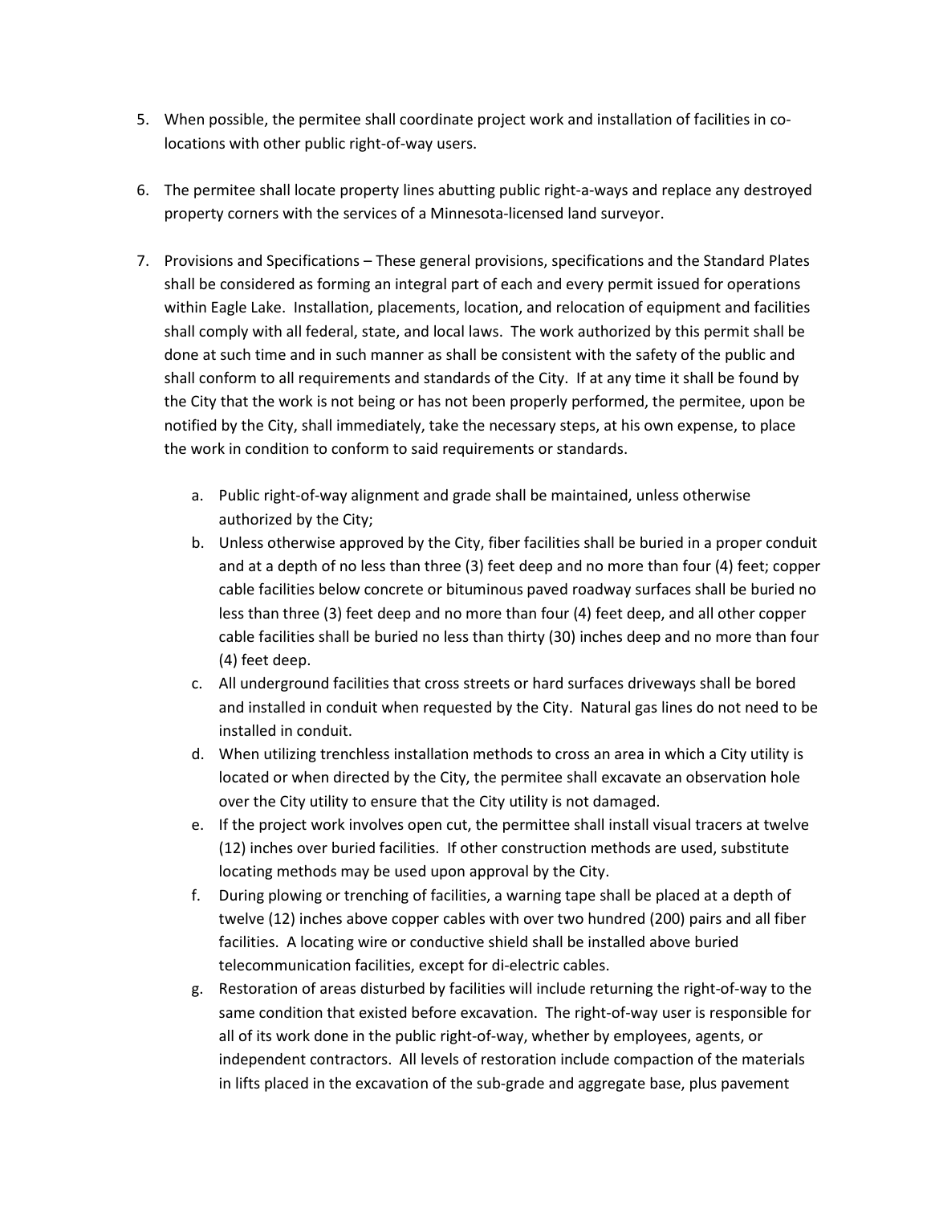5. When possible, the permitee shall coordinate project work and installation of facilities in co-locations with other public right-of-way users.

6. The permitee shall locate property lines abutting public right-a-ways and replace any destroyed property corners with the services of a Minnesota-licensed land surveyor.

7. Provisions and Specifications – These general provisions, specifications and the Standard Plates shall be considered as forming an integral part of each and every permit issued for operations within Eagle Lake. Installation, placements, location, and relocation of equipment and facilities shall comply with all federal, state, and local laws. The work authorized by this permit shall be done at such time and in such manner as shall be consistent with the safety of the public and shall conform to all requirements and standards of the City. If at any time it shall be found by the City that the work is not being or has not been properly performed, the permitee, upon be notified by the City, shall immediately, take the necessary steps, at his own expense, to place the work in condition to conform to said requirements or standards.

   a. Public right-of-way alignment and grade shall be maintained, unless otherwise authorized by the City;
   b. Unless otherwise approved by the City, fiber facilities shall be buried in a proper conduit and at a depth of no less than three (3) feet deep and no more than four (4) feet; copper cable facilities below concrete or bituminous paved roadway surfaces shall be buried no less than three (3) feet deep and no more than four (4) feet deep, and all other copper cable facilities shall be buried no less than thirty (30) inches deep and no more than four (4) feet deep.
   c. All underground facilities that cross streets or hard surfaces driveways shall be bored and installed in conduit when requested by the City. Natural gas lines do not need to be installed in conduit.
   d. When utilizing trenchless installation methods to cross an area in which a City utility is located or when directed by the City, the permitee shall excavate an observation hole over the City utility to ensure that the City utility is not damaged.
   e. If the project work involves open cut, the permittee shall install visual tracers at twelve (12) inches over buried facilities. If other construction methods are used, substitute locating methods may be used upon approval by the City.
   f. During plowing or trenching of facilities, a warning tape shall be placed at a depth of twelve (12) inches above copper cables with over two hundred (200) pairs and all fiber facilities. A locating wire or conductive shield shall be installed above buried telecommunication facilities, except for di-electric cables.
   g. Restoration of areas disturbed by facilities will include returning the right-of-way to the same condition that existed before excavation. The right-of-way user is responsible for all of its work done in the public right-of-way, whether by employees, agents, or independent contractors. All levels of restoration include compaction of the materials in lifts placed in the excavation of the sub-grade and aggregate base, plus pavement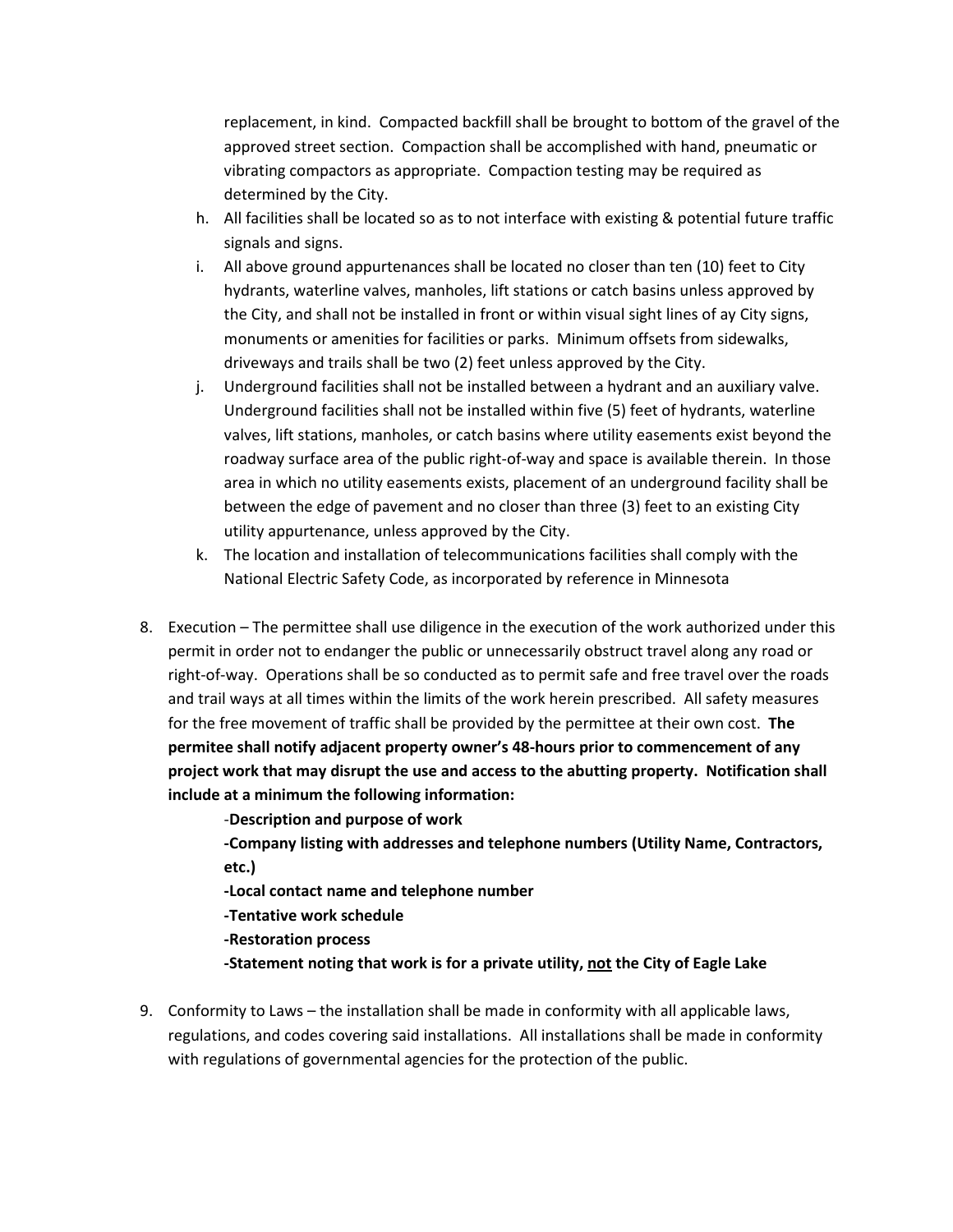replacement, in kind. Compacted backfill shall be brought to bottom of the gravel of the approved street section. Compaction shall be accomplished with hand, pneumatic or vibrating compactors as appropriate. Compaction testing may be required as determined by the City.

h. All facilities shall be located so as to not interface with existing & potential future traffic signals and signs.
i. All above ground appurtenances shall be located no closer than ten (10) feet to City hydrants, waterline valves, manholes, lift stations or catch basins unless approved by the City, and shall not be installed in front or within visual sight lines of ay City signs, monuments or amenities for facilities or parks. Minimum offsets from sidewalks, driveways and trails shall be two (2) feet unless approved by the City.
j. Underground facilities shall not be installed between a hydrant and an auxiliary valve. Underground facilities shall not be installed within five (5) feet of hydrants, waterline valves, lift stations, manholes, or catch basins where utility easements exist beyond the roadway surface area of the public right-of-way and space is available therein. In those area in which no utility easements exists, placement of an underground facility shall be between the edge of pavement and no closer than three (3) feet to an existing City utility appurtenance, unless approved by the City.
k. The location and installation of telecommunications facilities shall comply with the National Electric Safety Code, as incorporated by reference in Minnesota

8. Execution – The permittee shall use diligence in the execution of the work authorized under this permit in order not to endanger the public or unnecessarily obstruct travel along any road or right-of-way. Operations shall be so conducted as to permit safe and free travel over the roads and trail ways at all times within the limits of the work herein prescribed. All safety measures for the free movement of traffic shall be provided by the permittee at their own cost. **The permitee shall notify adjacent property owner's 48-hours prior to commencement of any project work that may disrupt the use and access to the abutting property. Notification shall include at a minimum the following information:**

   -**Description and purpose of work**
   
   **-Company listing with addresses and telephone numbers (Utility Name, Contractors, etc.)**
   
   **-Local contact name and telephone number**
   
   **-Tentative work schedule**
   
   **-Restoration process**
   
   **-Statement noting that work is for a private utility, <u>not</u> the City of Eagle Lake**

9. Conformity to Laws – the installation shall be made in conformity with all applicable laws, regulations, and codes covering said installations. All installations shall be made in conformity with regulations of governmental agencies for the protection of the public.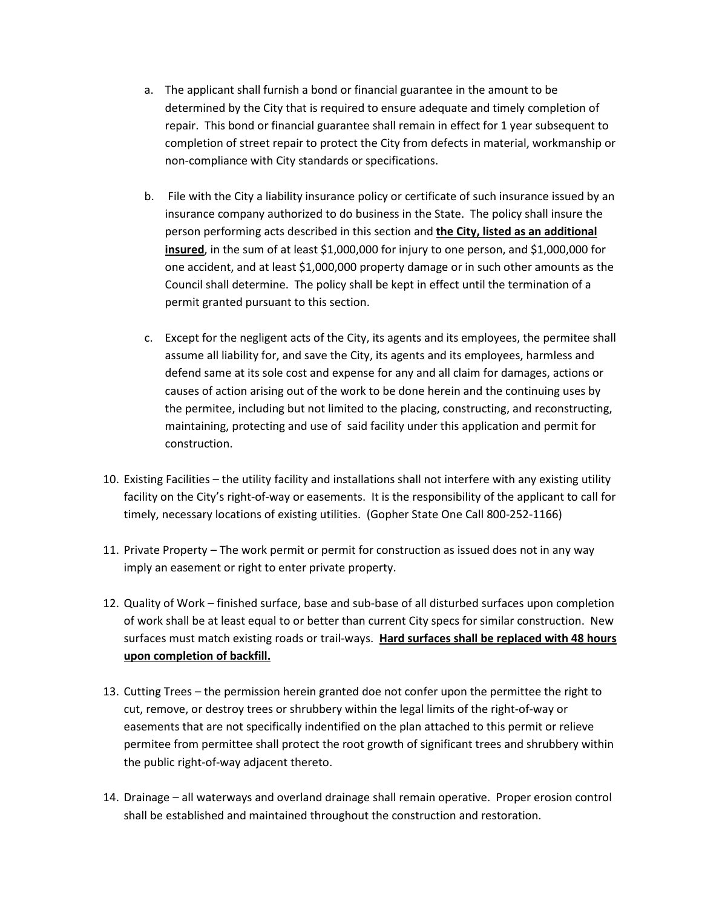a. The applicant shall furnish a bond or financial guarantee in the amount to be determined by the City that is required to ensure adequate and timely completion of repair. This bond or financial guarantee shall remain in effect for 1 year subsequent to completion of street repair to protect the City from defects in material, workmanship or non-compliance with City standards or specifications.

b. File with the City a liability insurance policy or certificate of such insurance issued by an insurance company authorized to do business in the State. The policy shall insure the person performing acts described in this section and **<u>the City, listed as an additional insured</u>**, in the sum of at least $1,000,000 for injury to one person, and $1,000,000 for one accident, and at least $1,000,000 property damage or in such other amounts as the Council shall determine. The policy shall be kept in effect until the termination of a permit granted pursuant to this section.

c. Except for the negligent acts of the City, its agents and its employees, the permitee shall assume all liability for, and save the City, its agents and its employees, harmless and defend same at its sole cost and expense for any and all claim for damages, actions or causes of action arising out of the work to be done herein and the continuing uses by the permitee, including but not limited to the placing, constructing, and reconstructing, maintaining, protecting and use of said facility under this application and permit for construction.

10. Existing Facilities – the utility facility and installations shall not interfere with any existing utility facility on the City's right-of-way or easements. It is the responsibility of the applicant to call for timely, necessary locations of existing utilities. (Gopher State One Call 800-252-1166)

11. Private Property – The work permit or permit for construction as issued does not in any way imply an easement or right to enter private property.

12. Quality of Work – finished surface, base and sub-base of all disturbed surfaces upon completion of work shall be at least equal to or better than current City specs for similar construction. New surfaces must match existing roads or trail-ways. **<u>Hard surfaces shall be replaced with 48 hours upon completion of backfill.</u>**

13. Cutting Trees – the permission herein granted doe not confer upon the permittee the right to cut, remove, or destroy trees or shrubbery within the legal limits of the right-of-way or easements that are not specifically indentified on the plan attached to this permit or relieve permitee from permittee shall protect the root growth of significant trees and shrubbery within the public right-of-way adjacent thereto.

14. Drainage – all waterways and overland drainage shall remain operative. Proper erosion control shall be established and maintained throughout the construction and restoration.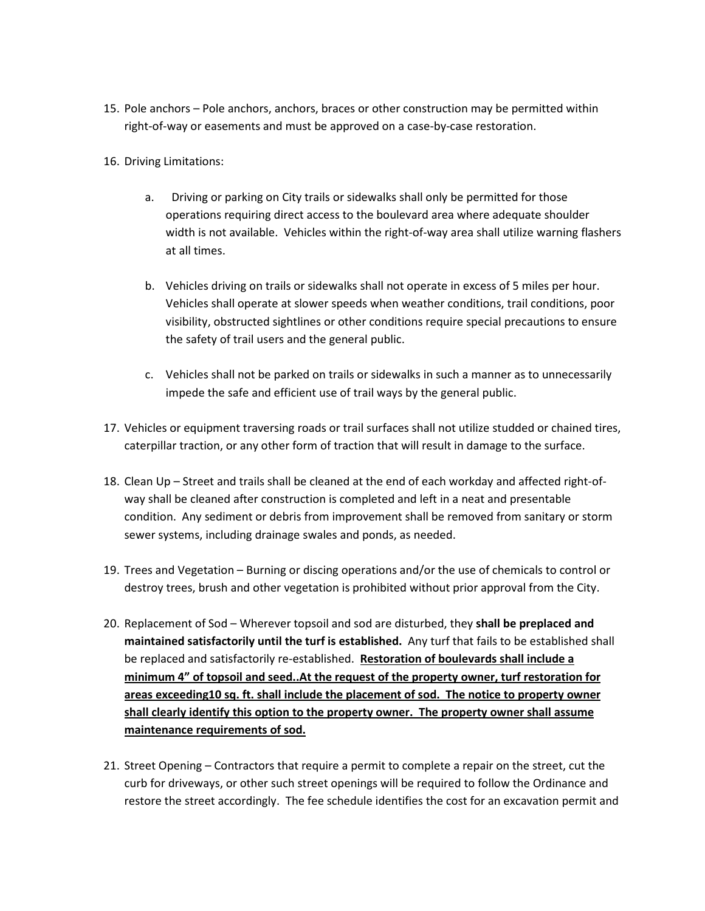15. Pole anchors – Pole anchors, anchors, braces or other construction may be permitted within right-of-way or easements and must be approved on a case-by-case restoration.

16. Driving Limitations:

    a. Driving or parking on City trails or sidewalks shall only be permitted for those operations requiring direct access to the boulevard area where adequate shoulder width is not available. Vehicles within the right-of-way area shall utilize warning flashers at all times.

    b. Vehicles driving on trails or sidewalks shall not operate in excess of 5 miles per hour. Vehicles shall operate at slower speeds when weather conditions, trail conditions, poor visibility, obstructed sightlines or other conditions require special precautions to ensure the safety of trail users and the general public.

    c. Vehicles shall not be parked on trails or sidewalks in such a manner as to unnecessarily impede the safe and efficient use of trail ways by the general public.

17. Vehicles or equipment traversing roads or trail surfaces shall not utilize studded or chained tires, caterpillar traction, or any other form of traction that will result in damage to the surface.

18. Clean Up – Street and trails shall be cleaned at the end of each workday and affected right-of-way shall be cleaned after construction is completed and left in a neat and presentable condition. Any sediment or debris from improvement shall be removed from sanitary or storm sewer systems, including drainage swales and ponds, as needed.

19. Trees and Vegetation – Burning or discing operations and/or the use of chemicals to control or destroy trees, brush and other vegetation is prohibited without prior approval from the City.

20. Replacement of Sod – Wherever topsoil and sod are disturbed, they **shall be preplaced and maintained satisfactorily until the turf is established.** Any turf that fails to be established shall be replaced and satisfactorily re-established. <u>**Restoration of boulevards shall include a minimum 4" of topsoil and seed..At the request of the property owner, turf restoration for areas exceeding10 sq. ft. shall include the placement of sod. The notice to property owner shall clearly identify this option to the property owner. The property owner shall assume maintenance requirements of sod.**</u>

21. Street Opening – Contractors that require a permit to complete a repair on the street, cut the curb for driveways, or other such street openings will be required to follow the Ordinance and restore the street accordingly. The fee schedule identifies the cost for an excavation permit and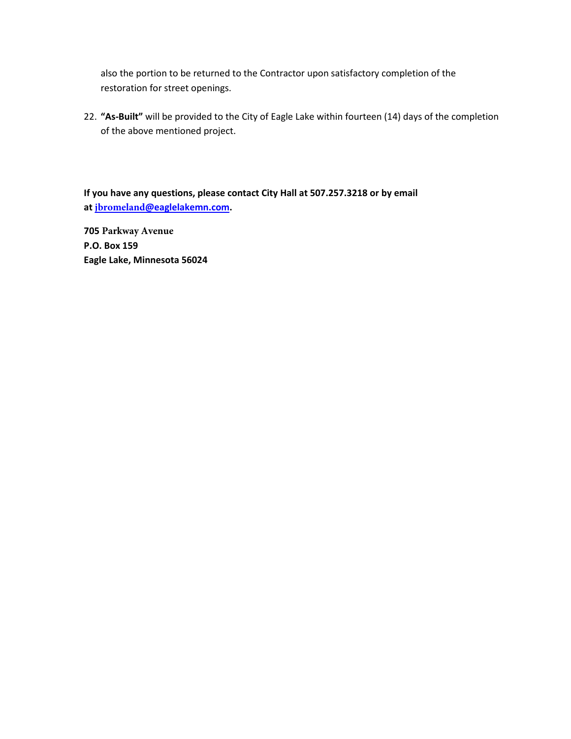also the portion to be returned to the Contractor upon satisfactory completion of the restoration for street openings.

22. **"As-Built"** will be provided to the City of Eagle Lake within fourteen (14) days of the completion of the above mentioned project.

**If you have any questions, please contact City Hall at 507.257.3218 or by email at jbromeland@eaglelakemn.com.**

**705 Parkway Avenue**
**P.O. Box 159**
**Eagle Lake, Minnesota 56024**